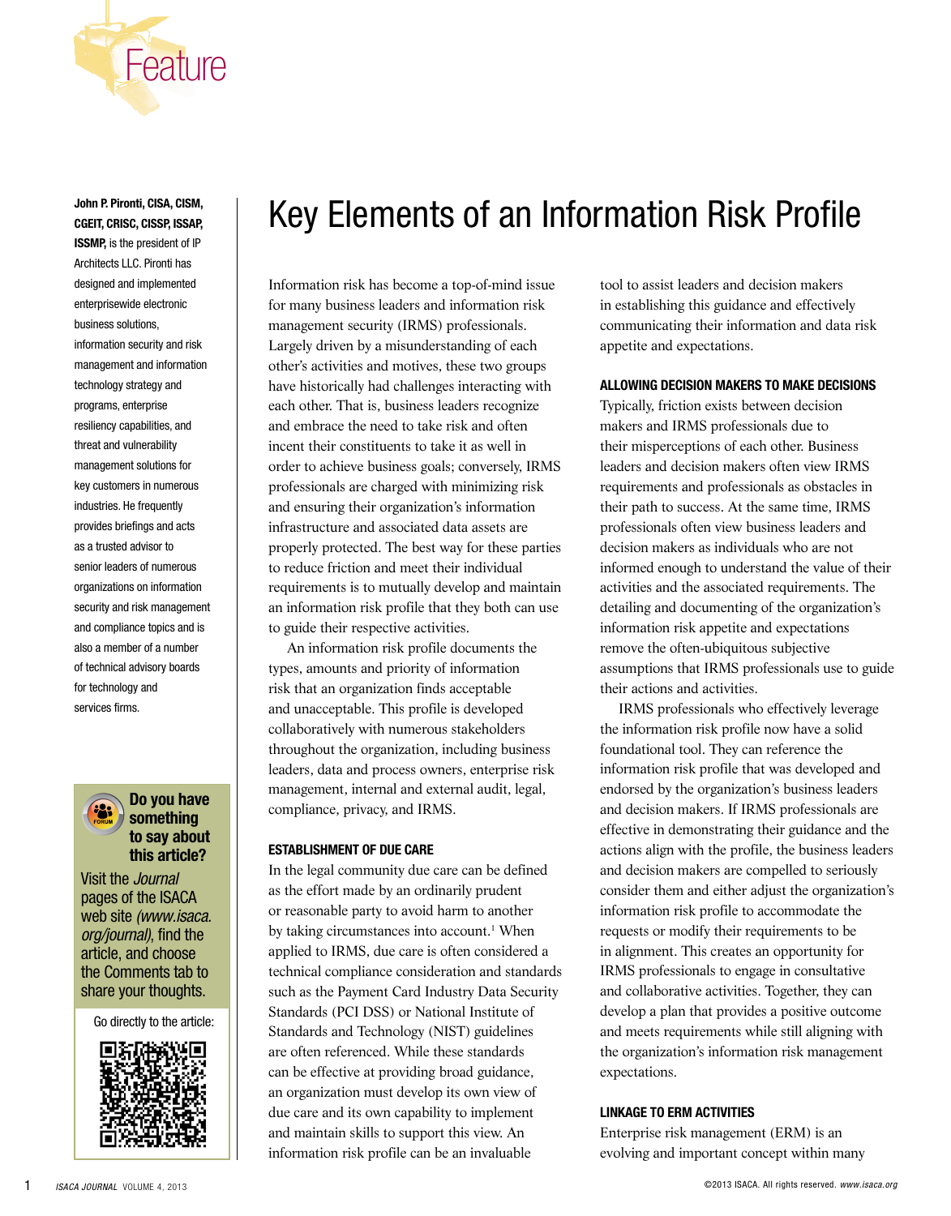Feature

# Key Elements of an Information Risk Profile

**John P. Pironti, CISA, CISM, CGEIT, CRISC, CISSP, ISSAP, ISSMP,** is the president of IP Architects LLC. Pironti has designed and implemented enterprisewide electronic business solutions, information security and risk management and information technology strategy and programs, enterprise resiliency capabilities, and threat and vulnerability management solutions for key customers in numerous industries. He frequently provides briefings and acts as a trusted advisor to senior leaders of numerous organizations on information security and risk management and compliance topics and is also a member of a number of technical advisory boards for technology and services firms.

**Do you have something to say about this article?**

Visit the *Journal* pages of the ISACA web site *(www.isaca.org/journal)*, find the article, and choose the Comments tab to share your thoughts.

Go directly to the article:

Information risk has become a top-of-mind issue for many business leaders and information risk management security (IRMS) professionals. Largely driven by a misunderstanding of each other's activities and motives, these two groups have historically had challenges interacting with each other. That is, business leaders recognize and embrace the need to take risk and often incent their constituents to take it as well in order to achieve business goals; conversely, IRMS professionals are charged with minimizing risk and ensuring their organization's information infrastructure and associated data assets are properly protected. The best way for these parties to reduce friction and meet their individual requirements is to mutually develop and maintain an information risk profile that they both can use to guide their respective activities.

An information risk profile documents the types, amounts and priority of information risk that an organization finds acceptable and unacceptable. This profile is developed collaboratively with numerous stakeholders throughout the organization, including business leaders, data and process owners, enterprise risk management, internal and external audit, legal, compliance, privacy, and IRMS.

## ESTABLISHMENT OF DUE CARE

In the legal community due care can be defined as the effort made by an ordinarily prudent or reasonable party to avoid harm to another by taking circumstances into account.[1] When applied to IRMS, due care is often considered a technical compliance consideration and standards such as the Payment Card Industry Data Security Standards (PCI DSS) or National Institute of Standards and Technology (NIST) guidelines are often referenced. While these standards can be effective at providing broad guidance, an organization must develop its own view of due care and its own capability to implement and maintain skills to support this view. An information risk profile can be an invaluable tool to assist leaders and decision makers in establishing this guidance and effectively communicating their information and data risk appetite and expectations.

## ALLOWING DECISION MAKERS TO MAKE DECISIONS

Typically, friction exists between decision makers and IRMS professionals due to their misperceptions of each other. Business leaders and decision makers often view IRMS requirements and professionals as obstacles in their path to success. At the same time, IRMS professionals often view business leaders and decision makers as individuals who are not informed enough to understand the value of their activities and the associated requirements. The detailing and documenting of the organization's information risk appetite and expectations remove the often-ubiquitous subjective assumptions that IRMS professionals use to guide their actions and activities.

IRMS professionals who effectively leverage the information risk profile now have a solid foundational tool. They can reference the information risk profile that was developed and endorsed by the organization's business leaders and decision makers. If IRMS professionals are effective in demonstrating their guidance and the actions align with the profile, the business leaders and decision makers are compelled to seriously consider them and either adjust the organization's information risk profile to accommodate the requests or modify their requirements to be in alignment. This creates an opportunity for IRMS professionals to engage in consultative and collaborative activities. Together, they can develop a plan that provides a positive outcome and meets requirements while still aligning with the organization's information risk management expectations.

## LINKAGE TO ERM ACTIVITIES

Enterprise risk management (ERM) is an evolving and important concept within many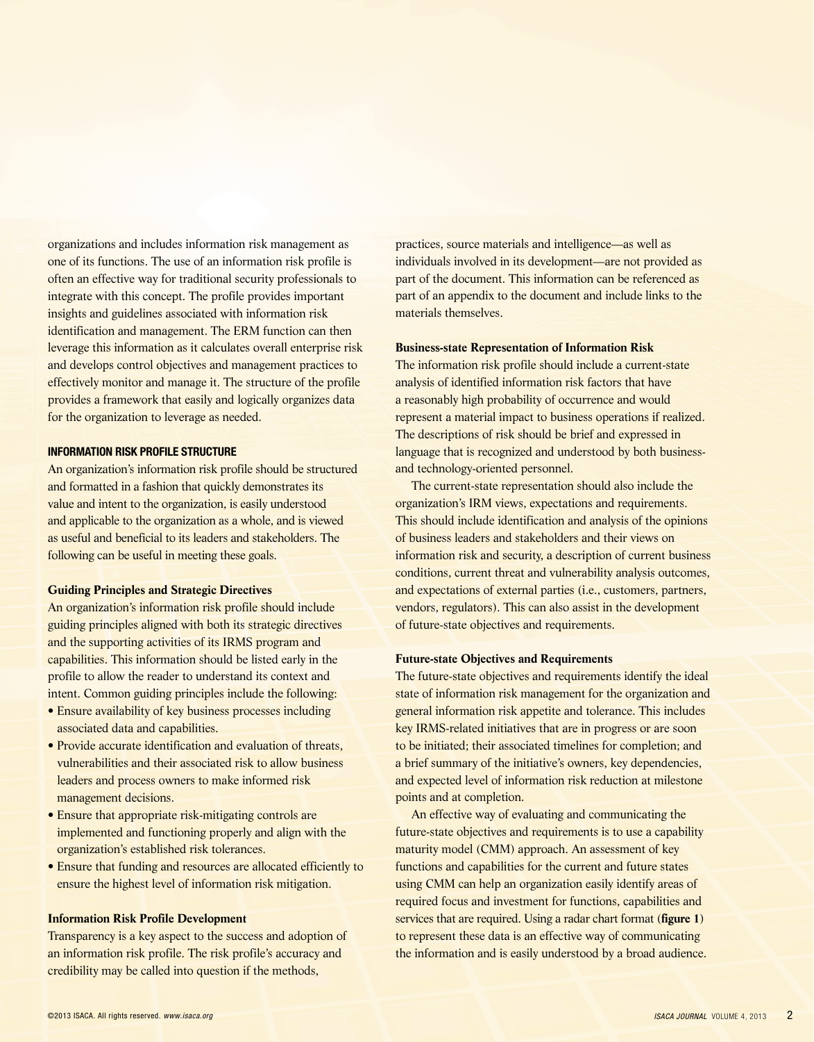organizations and includes information risk management as one of its functions. The use of an information risk profile is often an effective way for traditional security professionals to integrate with this concept. The profile provides important insights and guidelines associated with information risk identification and management. The ERM function can then leverage this information as it calculates overall enterprise risk and develops control objectives and management practices to effectively monitor and manage it. The structure of the profile provides a framework that easily and logically organizes data for the organization to leverage as needed.

## INFORMATION RISK PROFILE STRUCTURE

An organization's information risk profile should be structured and formatted in a fashion that quickly demonstrates its value and intent to the organization, is easily understood and applicable to the organization as a whole, and is viewed as useful and beneficial to its leaders and stakeholders. The following can be useful in meeting these goals.

### Guiding Principles and Strategic Directives

An organization's information risk profile should include guiding principles aligned with both its strategic directives and the supporting activities of its IRMS program and capabilities. This information should be listed early in the profile to allow the reader to understand its context and intent. Common guiding principles include the following:

- Ensure availability of key business processes including associated data and capabilities.
- Provide accurate identification and evaluation of threats, vulnerabilities and their associated risk to allow business leaders and process owners to make informed risk management decisions.
- Ensure that appropriate risk-mitigating controls are implemented and functioning properly and align with the organization's established risk tolerances.
- Ensure that funding and resources are allocated efficiently to ensure the highest level of information risk mitigation.

### Information Risk Profile Development

Transparency is a key aspect to the success and adoption of an information risk profile. The risk profile's accuracy and credibility may be called into question if the methods, practices, source materials and intelligence—as well as individuals involved in its development—are not provided as part of the document. This information can be referenced as part of an appendix to the document and include links to the materials themselves.

### Business-state Representation of Information Risk

The information risk profile should include a current-state analysis of identified information risk factors that have a reasonably high probability of occurrence and would represent a material impact to business operations if realized. The descriptions of risk should be brief and expressed in language that is recognized and understood by both business- and technology-oriented personnel.

The current-state representation should also include the organization's IRM views, expectations and requirements. This should include identification and analysis of the opinions of business leaders and stakeholders and their views on information risk and security, a description of current business conditions, current threat and vulnerability analysis outcomes, and expectations of external parties (i.e., customers, partners, vendors, regulators). This can also assist in the development of future-state objectives and requirements.

### Future-state Objectives and Requirements

The future-state objectives and requirements identify the ideal state of information risk management for the organization and general information risk appetite and tolerance. This includes key IRMS-related initiatives that are in progress or are soon to be initiated; their associated timelines for completion; and a brief summary of the initiative's owners, key dependencies, and expected level of information risk reduction at milestone points and at completion.

An effective way of evaluating and communicating the future-state objectives and requirements is to use a capability maturity model (CMM) approach. An assessment of key functions and capabilities for the current and future states using CMM can help an organization easily identify areas of required focus and investment for functions, capabilities and services that are required. Using a radar chart format (**figure 1**) to represent these data is an effective way of communicating the information and is easily understood by a broad audience.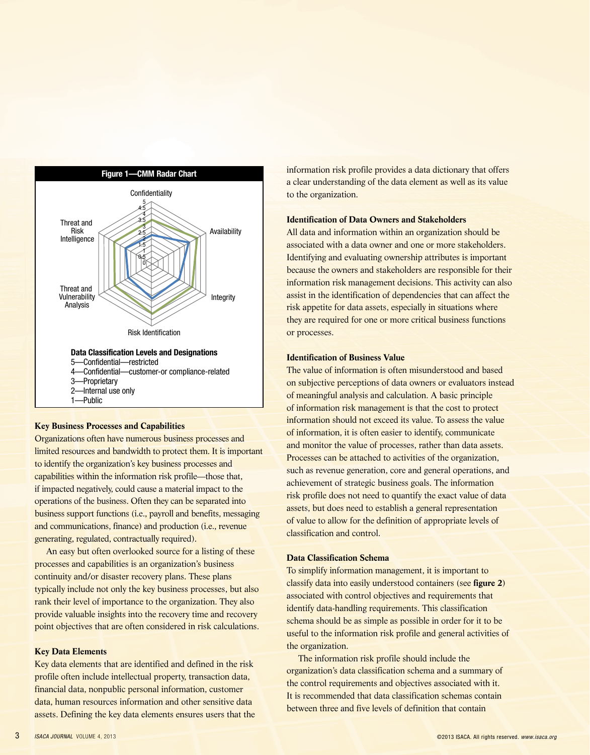**Figure 1—CMM Radar Chart**

Confidentiality
5
4.5
4
3.5
3
2.5
2
1.5
1
0.5
0

Availability

Integrity

Risk Identification

Threat and Vulnerability Analysis

Threat and Risk Intelligence

**Data Classification Levels and Designations**
5—Confidential—restricted
4—Confidential—customer-or compliance-related
3—Proprietary
2—Internal use only
1—Public

### Key Business Processes and Capabilities

Organizations often have numerous business processes and limited resources and bandwidth to protect them. It is important to identify the organization's key business processes and capabilities within the information risk profile—those that, if impacted negatively, could cause a material impact to the operations of the business. Often they can be separated into business support functions (i.e., payroll and benefits, messaging and communications, finance) and production (i.e., revenue generating, regulated, contractually required).

An easy but often overlooked source for a listing of these processes and capabilities is an organization's business continuity and/or disaster recovery plans. These plans typically include not only the key business processes, but also rank their level of importance to the organization. They also provide valuable insights into the recovery time and recovery point objectives that are often considered in risk calculations.

### Key Data Elements

Key data elements that are identified and defined in the risk profile often include intellectual property, transaction data, financial data, nonpublic personal information, customer data, human resources information and other sensitive data assets. Defining the key data elements ensures users that the information risk profile provides a data dictionary that offers a clear understanding of the data element as well as its value to the organization.

### Identification of Data Owners and Stakeholders

All data and information within an organization should be associated with a data owner and one or more stakeholders. Identifying and evaluating ownership attributes is important because the owners and stakeholders are responsible for their information risk management decisions. This activity can also assist in the identification of dependencies that can affect the risk appetite for data assets, especially in situations where they are required for one or more critical business functions or processes.

### Identification of Business Value

The value of information is often misunderstood and based on subjective perceptions of data owners or evaluators instead of meaningful analysis and calculation. A basic principle of information risk management is that the cost to protect information should not exceed its value. To assess the value of information, it is often easier to identify, communicate and monitor the value of processes, rather than data assets. Processes can be attached to activities of the organization, such as revenue generation, core and general operations, and achievement of strategic business goals. The information risk profile does not need to quantify the exact value of data assets, but does need to establish a general representation of value to allow for the definition of appropriate levels of classification and control.

### Data Classification Schema

To simplify information management, it is important to classify data into easily understood containers (see **figure 2**) associated with control objectives and requirements that identify data-handling requirements. This classification schema should be as simple as possible in order for it to be useful to the information risk profile and general activities of the organization.

The information risk profile should include the organization's data classification schema and a summary of the control requirements and objectives associated with it. It is recommended that data classification schemas contain between three and five levels of definition that contain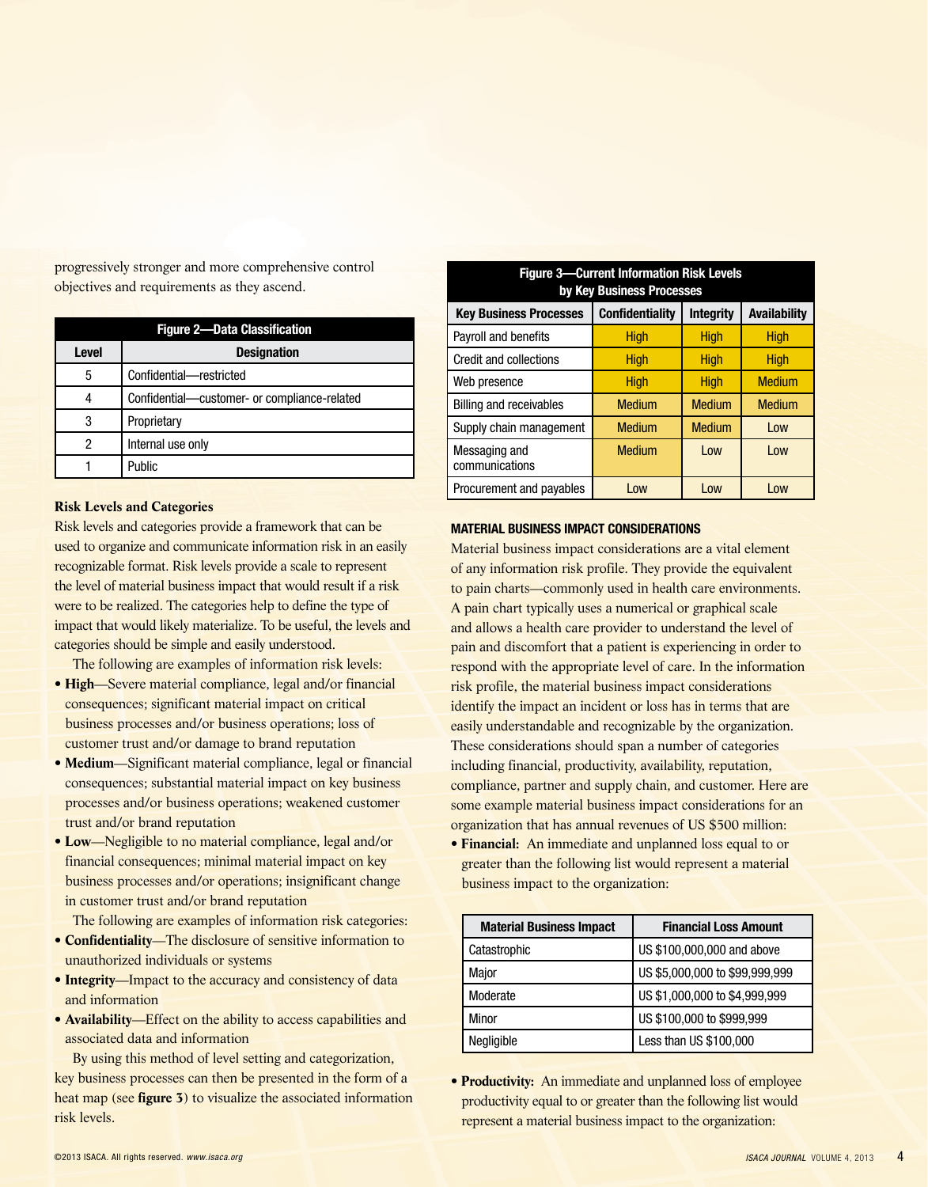progressively stronger and more comprehensive control objectives and requirements as they ascend.

| Figure 2—Data Classification | |
|---|---|
| **Level** | **Designation** |
| 5 | Confidential—restricted |
| 4 | Confidential—customer- or compliance-related |
| 3 | Proprietary |
| 2 | Internal use only |
| 1 | Public |

### Risk Levels and Categories

Risk levels and categories provide a framework that can be used to organize and communicate information risk in an easily recognizable format. Risk levels provide a scale to represent the level of material business impact that would result if a risk were to be realized. The categories help to define the type of impact that would likely materialize. To be useful, the levels and categories should be simple and easily understood.

The following are examples of information risk levels:

- **High**—Severe material compliance, legal and/or financial consequences; significant material impact on critical business processes and/or business operations; loss of customer trust and/or damage to brand reputation
- **Medium**—Significant material compliance, legal or financial consequences; substantial material impact on key business processes and/or business operations; weakened customer trust and/or brand reputation
- **Low**—Negligible to no material compliance, legal and/or financial consequences; minimal material impact on key business processes and/or operations; insignificant change in customer trust and/or brand reputation

The following are examples of information risk categories:

- **Confidentiality**—The disclosure of sensitive information to unauthorized individuals or systems
- **Integrity**—Impact to the accuracy and consistency of data and information
- **Availability**—Effect on the ability to access capabilities and associated data and information

By using this method of level setting and categorization, key business processes can then be presented in the form of a heat map (see **figure 3**) to visualize the associated information risk levels.

| Figure 3—Current Information Risk Levels by Key Business Processes | | | |
|---|---|---|---|
| **Key Business Processes** | **Confidentiality** | **Integrity** | **Availability** |
| Payroll and benefits | High | High | High |
| Credit and collections | High | High | High |
| Web presence | High | High | Medium |
| Billing and receivables | Medium | Medium | Medium |
| Supply chain management | Medium | Medium | Low |
| Messaging and communications | Medium | Low | Low |
| Procurement and payables | Low | Low | Low |

#### MATERIAL BUSINESS IMPACT CONSIDERATIONS

Material business impact considerations are a vital element of any information risk profile. They provide the equivalent to pain charts—commonly used in health care environments. A pain chart typically uses a numerical or graphical scale and allows a health care provider to understand the level of pain and discomfort that a patient is experiencing in order to respond with the appropriate level of care. In the information risk profile, the material business impact considerations identify the impact an incident or loss has in terms that are easily understandable and recognizable by the organization. These considerations should span a number of categories including financial, productivity, availability, reputation, compliance, partner and supply chain, and customer. Here are some example material business impact considerations for an organization that has annual revenues of US $500 million:

- **Financial:** An immediate and unplanned loss equal to or greater than the following list would represent a material business impact to the organization:

| Material Business Impact | Financial Loss Amount |
|---|---|
| Catastrophic | US $100,000,000 and above |
| Major | US $5,000,000 to $99,999,999 |
| Moderate | US $1,000,000 to $4,999,999 |
| Minor | US $100,000 to $999,999 |
| Negligible | Less than US $100,000 |

- **Productivity:** An immediate and unplanned loss of employee productivity equal to or greater than the following list would represent a material business impact to the organization: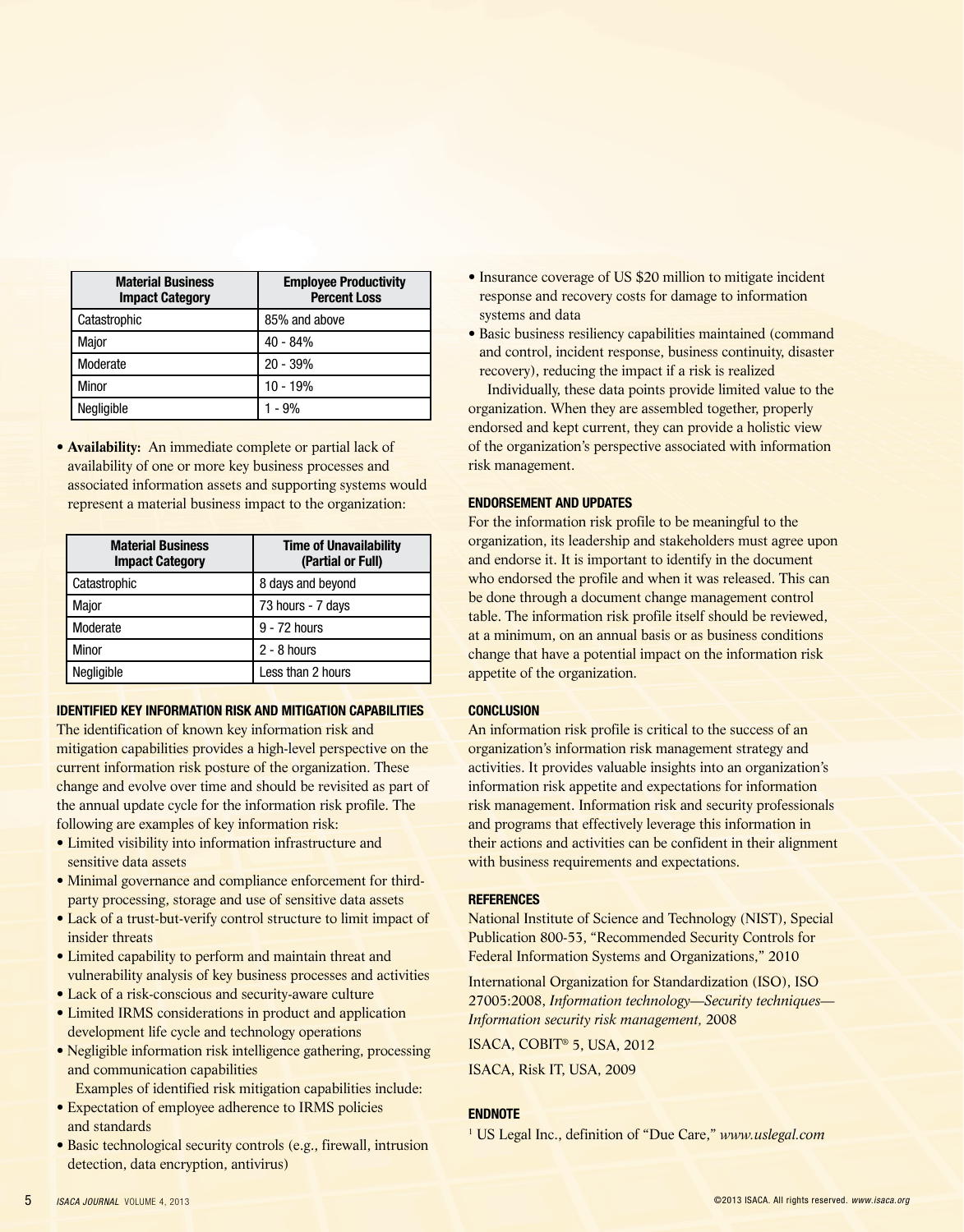| Material Business Impact Category | Employee Productivity Percent Loss |
| --- | --- |
| Catastrophic | 85% and above |
| Major | 40 - 84% |
| Moderate | 20 - 39% |
| Minor | 10 - 19% |
| Negligible | 1 - 9% |

- **Availability:** An immediate complete or partial lack of availability of one or more key business processes and associated information assets and supporting systems would represent a material business impact to the organization:

| Material Business Impact Category | Time of Unavailability (Partial or Full) |
| --- | --- |
| Catastrophic | 8 days and beyond |
| Major | 73 hours - 7 days |
| Moderate | 9 - 72 hours |
| Minor | 2 - 8 hours |
| Negligible | Less than 2 hours |

### IDENTIFIED KEY INFORMATION RISK AND MITIGATION CAPABILITIES

The identification of known key information risk and mitigation capabilities provides a high-level perspective on the current information risk posture of the organization. These change and evolve over time and should be revisited as part of the annual update cycle for the information risk profile. The following are examples of key information risk:

- Limited visibility into information infrastructure and sensitive data assets
- Minimal governance and compliance enforcement for third-party processing, storage and use of sensitive data assets
- Lack of a trust-but-verify control structure to limit impact of insider threats
- Limited capability to perform and maintain threat and vulnerability analysis of key business processes and activities
- Lack of a risk-conscious and security-aware culture
- Limited IRMS considerations in product and application development life cycle and technology operations
- Negligible information risk intelligence gathering, processing and communication capabilities

Examples of identified risk mitigation capabilities include:

- Expectation of employee adherence to IRMS policies and standards
- Basic technological security controls (e.g., firewall, intrusion detection, data encryption, antivirus)
- Insurance coverage of US $20 million to mitigate incident response and recovery costs for damage to information systems and data
- Basic business resiliency capabilities maintained (command and control, incident response, business continuity, disaster recovery), reducing the impact if a risk is realized

Individually, these data points provide limited value to the organization. When they are assembled together, properly endorsed and kept current, they can provide a holistic view of the organization's perspective associated with information risk management.

### ENDORSEMENT AND UPDATES

For the information risk profile to be meaningful to the organization, its leadership and stakeholders must agree upon and endorse it. It is important to identify in the document who endorsed the profile and when it was released. This can be done through a document change management control table. The information risk profile itself should be reviewed, at a minimum, on an annual basis or as business conditions change that have a potential impact on the information risk appetite of the organization.

### CONCLUSION

An information risk profile is critical to the success of an organization's information risk management strategy and activities. It provides valuable insights into an organization's information risk appetite and expectations for information risk management. Information risk and security professionals and programs that effectively leverage this information in their actions and activities can be confident in their alignment with business requirements and expectations.

### REFERENCES

National Institute of Science and Technology (NIST), Special Publication 800-53, "Recommended Security Controls for Federal Information Systems and Organizations," 2010

International Organization for Standardization (ISO), ISO 27005:2008, *Information technology—Security techniques—Information security risk management,* 2008

ISACA, COBIT® 5, USA, 2012

ISACA, Risk IT, USA, 2009

### ENDNOTE

[1] US Legal Inc., definition of "Due Care," *www.uslegal.com*